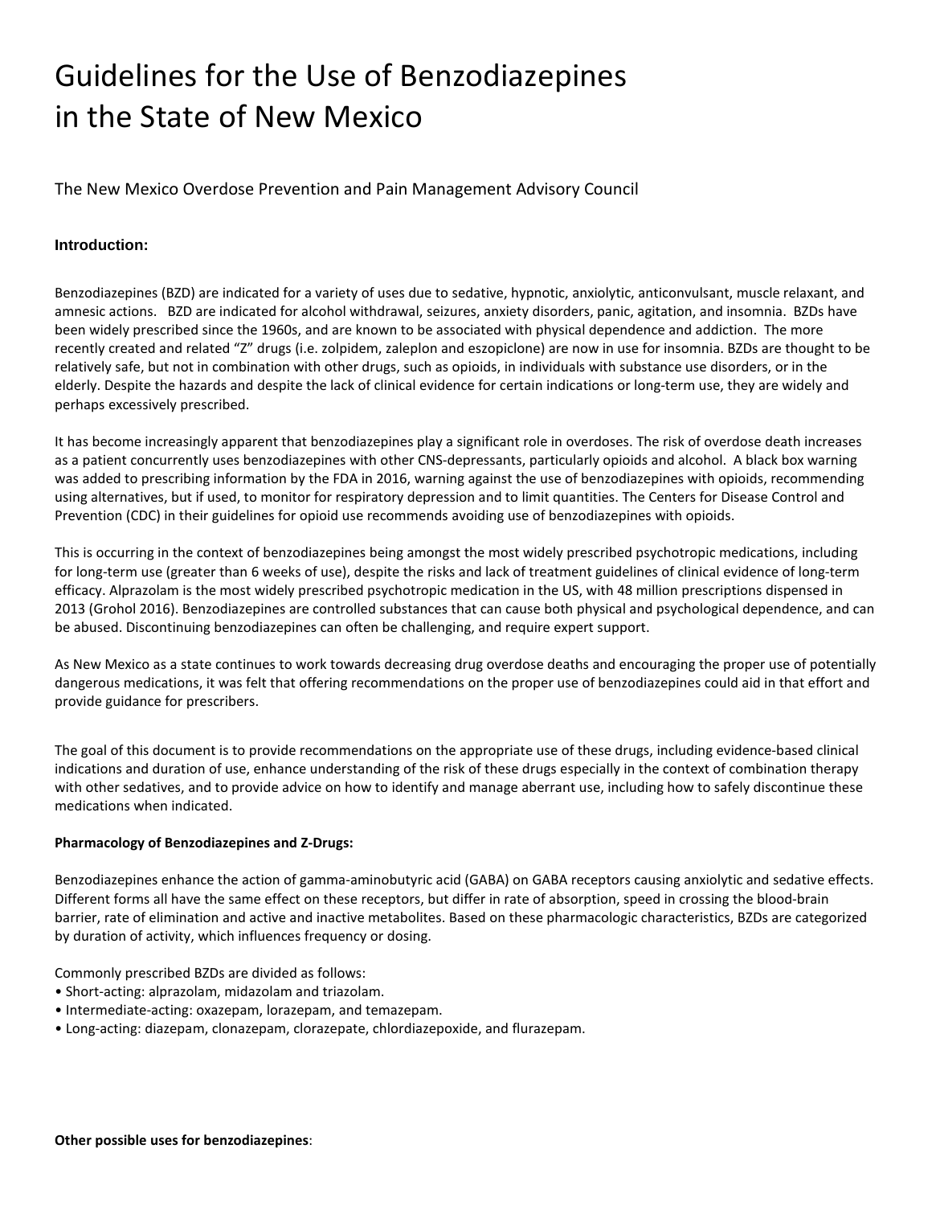# Guidelines for the Use of Benzodiazepines in the State of New Mexico

The New Mexico Overdose Prevention and Pain Management Advisory Council

### Introduction:

Benzodiazepines (BZD) are indicated for a variety of uses due to sedative, hypnotic, anxiolytic, anticonvulsant, muscle relaxant, and amnesic actions. BZD are indicated for alcohol withdrawal, seizures, anxiety disorders, panic, agitation, and insomnia. BZDs have been widely prescribed since the 1960s, and are known to be associated with physical dependence and addiction. The more recently created and related "Z" drugs (i.e. zolpidem, zaleplon and eszopiclone) are now in use for insomnia. BZDs are thought to be relatively safe, but not in combination with other drugs, such as opioids, in individuals with substance use disorders, or in the elderly. Despite the hazards and despite the lack of clinical evidence for certain indications or long-term use, they are widely and perhaps excessively prescribed.

It has become increasingly apparent that benzodiazepines play a significant role in overdoses. The risk of overdose death increases as a patient concurrently uses benzodiazepines with other CNS-depressants, particularly opioids and alcohol. A black box warning was added to prescribing information by the FDA in 2016, warning against the use of benzodiazepines with opioids, recommending using alternatives, but if used, to monitor for respiratory depression and to limit quantities. The Centers for Disease Control and Prevention (CDC) in their guidelines for opioid use recommends avoiding use of benzodiazepines with opioids.

This is occurring in the context of benzodiazepines being amongst the most widely prescribed psychotropic medications, including for long-term use (greater than 6 weeks of use), despite the risks and lack of treatment guidelines of clinical evidence of long-term efficacy. Alprazolam is the most widely prescribed psychotropic medication in the US, with 48 million prescriptions dispensed in 2013 (Grohol 2016). Benzodiazepines are controlled substances that can cause both physical and psychological dependence, and can be abused. Discontinuing benzodiazepines can often be challenging, and require expert support.

As New Mexico as a state continues to work towards decreasing drug overdose deaths and encouraging the proper use of potentially dangerous medications, it was felt that offering recommendations on the proper use of benzodiazepines could aid in that effort and provide guidance for prescribers.

The goal of this document is to provide recommendations on the appropriate use of these drugs, including evidence-based clinical indications and duration of use, enhance understanding of the risk of these drugs especially in the context of combination therapy with other sedatives, and to provide advice on how to identify and manage aberrant use, including how to safely discontinue these medications when indicated.

**Pharmacology of Benzodiazepines and Z-Drugs:**

Benzodiazepines enhance the action of gamma-aminobutyric acid (GABA) on GABA receptors causing anxiolytic and sedative effects. Different forms all have the same effect on these receptors, but differ in rate of absorption, speed in crossing the blood-brain barrier, rate of elimination and active and inactive metabolites. Based on these pharmacologic characteristics, BZDs are categorized by duration of activity, which influences frequency or dosing.

Commonly prescribed BZDs are divided as follows:

- Short-acting: alprazolam, midazolam and triazolam.
- Intermediate-acting: oxazepam, lorazepam, and temazepam.
- Long-acting: diazepam, clonazepam, clorazepate, chlordiazepoxide, and flurazepam.

**Other possible uses for benzodiazepines**: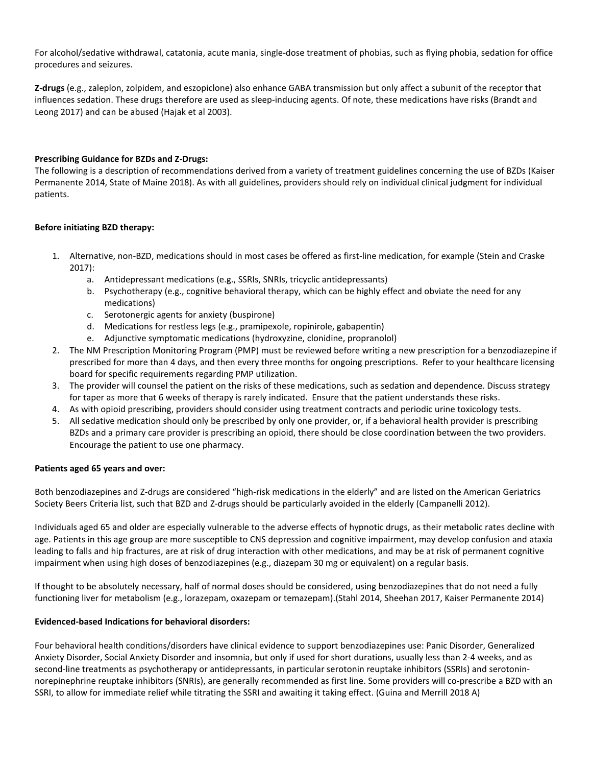For alcohol/sedative withdrawal, catatonia, acute mania, single-dose treatment of phobias, such as flying phobia, sedation for office procedures and seizures.

**Z-drugs** (e.g., zaleplon, zolpidem, and eszopiclone) also enhance GABA transmission but only affect a subunit of the receptor that influences sedation. These drugs therefore are used as sleep-inducing agents. Of note, these medications have risks (Brandt and Leong 2017) and can be abused (Hajak et al 2003).

**Prescribing Guidance for BZDs and Z-Drugs:**
The following is a description of recommendations derived from a variety of treatment guidelines concerning the use of BZDs (Kaiser Permanente 2014, State of Maine 2018). As with all guidelines, providers should rely on individual clinical judgment for individual patients.

**Before initiating BZD therapy:**

1. Alternative, non-BZD, medications should in most cases be offered as first-line medication, for example (Stein and Craske 2017):
   a. Antidepressant medications (e.g., SSRIs, SNRIs, tricyclic antidepressants)
   b. Psychotherapy (e.g., cognitive behavioral therapy, which can be highly effect and obviate the need for any medications)
   c. Serotonergic agents for anxiety (buspirone)
   d. Medications for restless legs (e.g., pramipexole, ropinirole, gabapentin)
   e. Adjunctive symptomatic medications (hydroxyzine, clonidine, propranolol)
2. The NM Prescription Monitoring Program (PMP) must be reviewed before writing a new prescription for a benzodiazepine if prescribed for more than 4 days, and then every three months for ongoing prescriptions. Refer to your healthcare licensing board for specific requirements regarding PMP utilization.
3. The provider will counsel the patient on the risks of these medications, such as sedation and dependence. Discuss strategy for taper as more that 6 weeks of therapy is rarely indicated. Ensure that the patient understands these risks.
4. As with opioid prescribing, providers should consider using treatment contracts and periodic urine toxicology tests.
5. All sedative medication should only be prescribed by only one provider, or, if a behavioral health provider is prescribing BZDs and a primary care provider is prescribing an opioid, there should be close coordination between the two providers. Encourage the patient to use one pharmacy.

**Patients aged 65 years and over:**

Both benzodiazepines and Z-drugs are considered "high-risk medications in the elderly" and are listed on the American Geriatrics Society Beers Criteria list, such that BZD and Z-drugs should be particularly avoided in the elderly (Campanelli 2012).

Individuals aged 65 and older are especially vulnerable to the adverse effects of hypnotic drugs, as their metabolic rates decline with age. Patients in this age group are more susceptible to CNS depression and cognitive impairment, may develop confusion and ataxia leading to falls and hip fractures, are at risk of drug interaction with other medications, and may be at risk of permanent cognitive impairment when using high doses of benzodiazepines (e.g., diazepam 30 mg or equivalent) on a regular basis.

If thought to be absolutely necessary, half of normal doses should be considered, using benzodiazepines that do not need a fully functioning liver for metabolism (e.g., lorazepam, oxazepam or temazepam).(Stahl 2014, Sheehan 2017, Kaiser Permanente 2014)

**Evidenced-based Indications for behavioral disorders:**

Four behavioral health conditions/disorders have clinical evidence to support benzodiazepines use: Panic Disorder, Generalized Anxiety Disorder, Social Anxiety Disorder and insomnia, but only if used for short durations, usually less than 2-4 weeks, and as second-line treatments as psychotherapy or antidepressants, in particular serotonin reuptake inhibitors (SSRIs) and serotonin-norepinephrine reuptake inhibitors (SNRIs), are generally recommended as first line. Some providers will co-prescribe a BZD with an SSRI, to allow for immediate relief while titrating the SSRI and awaiting it taking effect. (Guina and Merrill 2018 A)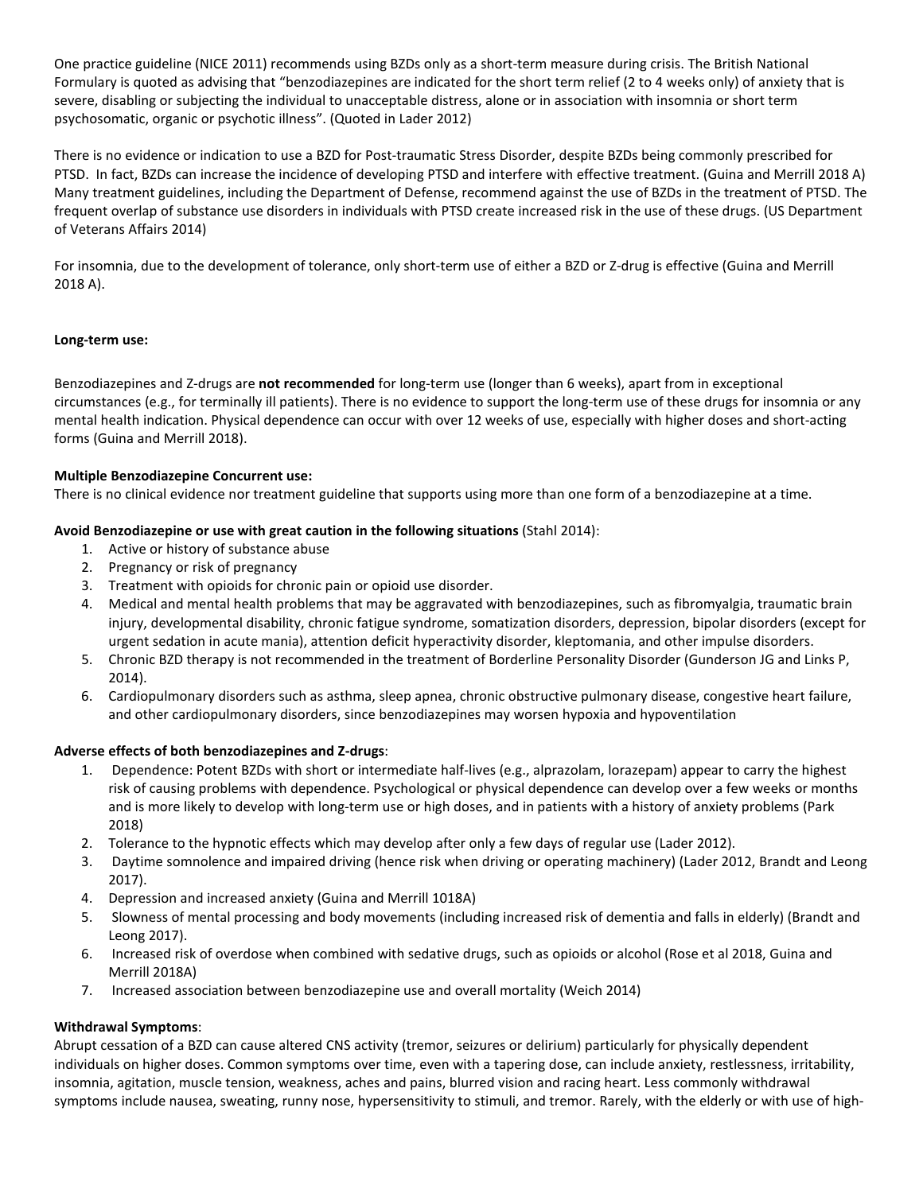One practice guideline (NICE 2011) recommends using BZDs only as a short-term measure during crisis. The British National Formulary is quoted as advising that "benzodiazepines are indicated for the short term relief (2 to 4 weeks only) of anxiety that is severe, disabling or subjecting the individual to unacceptable distress, alone or in association with insomnia or short term psychosomatic, organic or psychotic illness". (Quoted in Lader 2012)

There is no evidence or indication to use a BZD for Post-traumatic Stress Disorder, despite BZDs being commonly prescribed for PTSD. In fact, BZDs can increase the incidence of developing PTSD and interfere with effective treatment. (Guina and Merrill 2018 A) Many treatment guidelines, including the Department of Defense, recommend against the use of BZDs in the treatment of PTSD. The frequent overlap of substance use disorders in individuals with PTSD create increased risk in the use of these drugs. (US Department of Veterans Affairs 2014)

For insomnia, due to the development of tolerance, only short-term use of either a BZD or Z-drug is effective (Guina and Merrill 2018 A).

**Long-term use:**

Benzodiazepines and Z-drugs are **not recommended** for long-term use (longer than 6 weeks), apart from in exceptional circumstances (e.g., for terminally ill patients). There is no evidence to support the long-term use of these drugs for insomnia or any mental health indication. Physical dependence can occur with over 12 weeks of use, especially with higher doses and short-acting forms (Guina and Merrill 2018).

**Multiple Benzodiazepine Concurrent use:**
There is no clinical evidence nor treatment guideline that supports using more than one form of a benzodiazepine at a time.

**Avoid Benzodiazepine or use with great caution in the following situations** (Stahl 2014):

1. Active or history of substance abuse
2. Pregnancy or risk of pregnancy
3. Treatment with opioids for chronic pain or opioid use disorder.
4. Medical and mental health problems that may be aggravated with benzodiazepines, such as fibromyalgia, traumatic brain injury, developmental disability, chronic fatigue syndrome, somatization disorders, depression, bipolar disorders (except for urgent sedation in acute mania), attention deficit hyperactivity disorder, kleptomania, and other impulse disorders.
5. Chronic BZD therapy is not recommended in the treatment of Borderline Personality Disorder (Gunderson JG and Links P, 2014).
6. Cardiopulmonary disorders such as asthma, sleep apnea, chronic obstructive pulmonary disease, congestive heart failure, and other cardiopulmonary disorders, since benzodiazepines may worsen hypoxia and hypoventilation

**Adverse effects of both benzodiazepines and Z-drugs**:

1. Dependence: Potent BZDs with short or intermediate half-lives (e.g., alprazolam, lorazepam) appear to carry the highest risk of causing problems with dependence. Psychological or physical dependence can develop over a few weeks or months and is more likely to develop with long-term use or high doses, and in patients with a history of anxiety problems (Park 2018)
2. Tolerance to the hypnotic effects which may develop after only a few days of regular use (Lader 2012).
3. Daytime somnolence and impaired driving (hence risk when driving or operating machinery) (Lader 2012, Brandt and Leong 2017).
4. Depression and increased anxiety (Guina and Merrill 1018A)
5. Slowness of mental processing and body movements (including increased risk of dementia and falls in elderly) (Brandt and Leong 2017).
6. Increased risk of overdose when combined with sedative drugs, such as opioids or alcohol (Rose et al 2018, Guina and Merrill 2018A)
7. Increased association between benzodiazepine use and overall mortality (Weich 2014)

**Withdrawal Symptoms**:
Abrupt cessation of a BZD can cause altered CNS activity (tremor, seizures or delirium) particularly for physically dependent individuals on higher doses. Common symptoms over time, even with a tapering dose, can include anxiety, restlessness, irritability, insomnia, agitation, muscle tension, weakness, aches and pains, blurred vision and racing heart. Less commonly withdrawal symptoms include nausea, sweating, runny nose, hypersensitivity to stimuli, and tremor. Rarely, with the elderly or with use of high-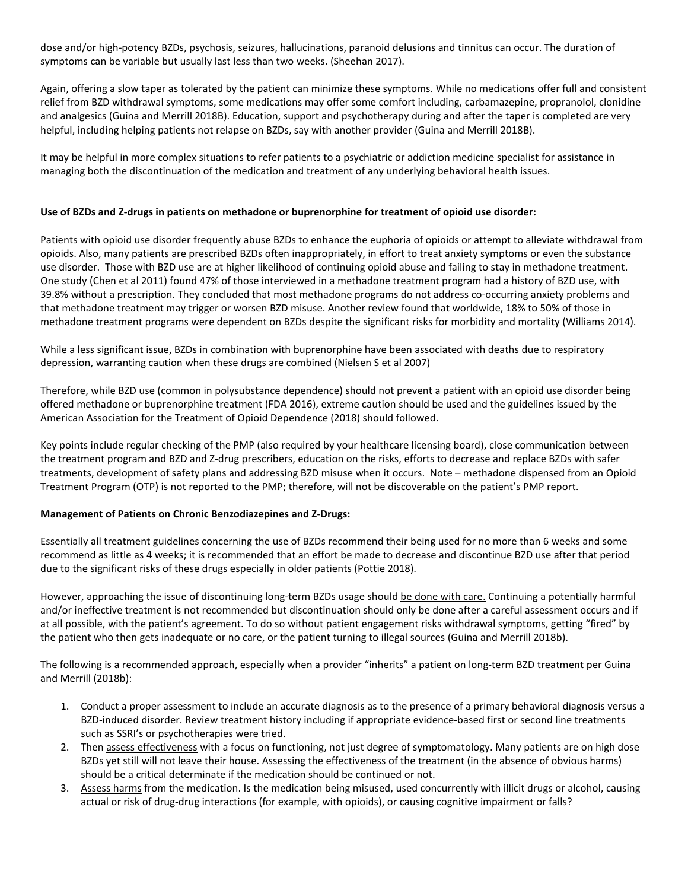dose and/or high-potency BZDs, psychosis, seizures, hallucinations, paranoid delusions and tinnitus can occur. The duration of symptoms can be variable but usually last less than two weeks. (Sheehan 2017).

Again, offering a slow taper as tolerated by the patient can minimize these symptoms. While no medications offer full and consistent relief from BZD withdrawal symptoms, some medications may offer some comfort including, carbamazepine, propranolol, clonidine and analgesics (Guina and Merrill 2018B). Education, support and psychotherapy during and after the taper is completed are very helpful, including helping patients not relapse on BZDs, say with another provider (Guina and Merrill 2018B).

It may be helpful in more complex situations to refer patients to a psychiatric or addiction medicine specialist for assistance in managing both the discontinuation of the medication and treatment of any underlying behavioral health issues.

**Use of BZDs and Z-drugs in patients on methadone or buprenorphine for treatment of opioid use disorder:**

Patients with opioid use disorder frequently abuse BZDs to enhance the euphoria of opioids or attempt to alleviate withdrawal from opioids. Also, many patients are prescribed BZDs often inappropriately, in effort to treat anxiety symptoms or even the substance use disorder. Those with BZD use are at higher likelihood of continuing opioid abuse and failing to stay in methadone treatment. One study (Chen et al 2011) found 47% of those interviewed in a methadone treatment program had a history of BZD use, with 39.8% without a prescription. They concluded that most methadone programs do not address co-occurring anxiety problems and that methadone treatment may trigger or worsen BZD misuse. Another review found that worldwide, 18% to 50% of those in methadone treatment programs were dependent on BZDs despite the significant risks for morbidity and mortality (Williams 2014).

While a less significant issue, BZDs in combination with buprenorphine have been associated with deaths due to respiratory depression, warranting caution when these drugs are combined (Nielsen S et al 2007)

Therefore, while BZD use (common in polysubstance dependence) should not prevent a patient with an opioid use disorder being offered methadone or buprenorphine treatment (FDA 2016), extreme caution should be used and the guidelines issued by the American Association for the Treatment of Opioid Dependence (2018) should followed.

Key points include regular checking of the PMP (also required by your healthcare licensing board), close communication between the treatment program and BZD and Z-drug prescribers, education on the risks, efforts to decrease and replace BZDs with safer treatments, development of safety plans and addressing BZD misuse when it occurs. Note – methadone dispensed from an Opioid Treatment Program (OTP) is not reported to the PMP; therefore, will not be discoverable on the patient's PMP report.

**Management of Patients on Chronic Benzodiazepines and Z-Drugs:**

Essentially all treatment guidelines concerning the use of BZDs recommend their being used for no more than 6 weeks and some recommend as little as 4 weeks; it is recommended that an effort be made to decrease and discontinue BZD use after that period due to the significant risks of these drugs especially in older patients (Pottie 2018).

However, approaching the issue of discontinuing long-term BZDs usage should be done with care. Continuing a potentially harmful and/or ineffective treatment is not recommended but discontinuation should only be done after a careful assessment occurs and if at all possible, with the patient's agreement. To do so without patient engagement risks withdrawal symptoms, getting "fired" by the patient who then gets inadequate or no care, or the patient turning to illegal sources (Guina and Merrill 2018b).

The following is a recommended approach, especially when a provider "inherits" a patient on long-term BZD treatment per Guina and Merrill (2018b):

1. Conduct a proper assessment to include an accurate diagnosis as to the presence of a primary behavioral diagnosis versus a BZD-induced disorder. Review treatment history including if appropriate evidence-based first or second line treatments such as SSRI's or psychotherapies were tried.
2. Then assess effectiveness with a focus on functioning, not just degree of symptomatology. Many patients are on high dose BZDs yet still will not leave their house. Assessing the effectiveness of the treatment (in the absence of obvious harms) should be a critical determinate if the medication should be continued or not.
3. Assess harms from the medication. Is the medication being misused, used concurrently with illicit drugs or alcohol, causing actual or risk of drug-drug interactions (for example, with opioids), or causing cognitive impairment or falls?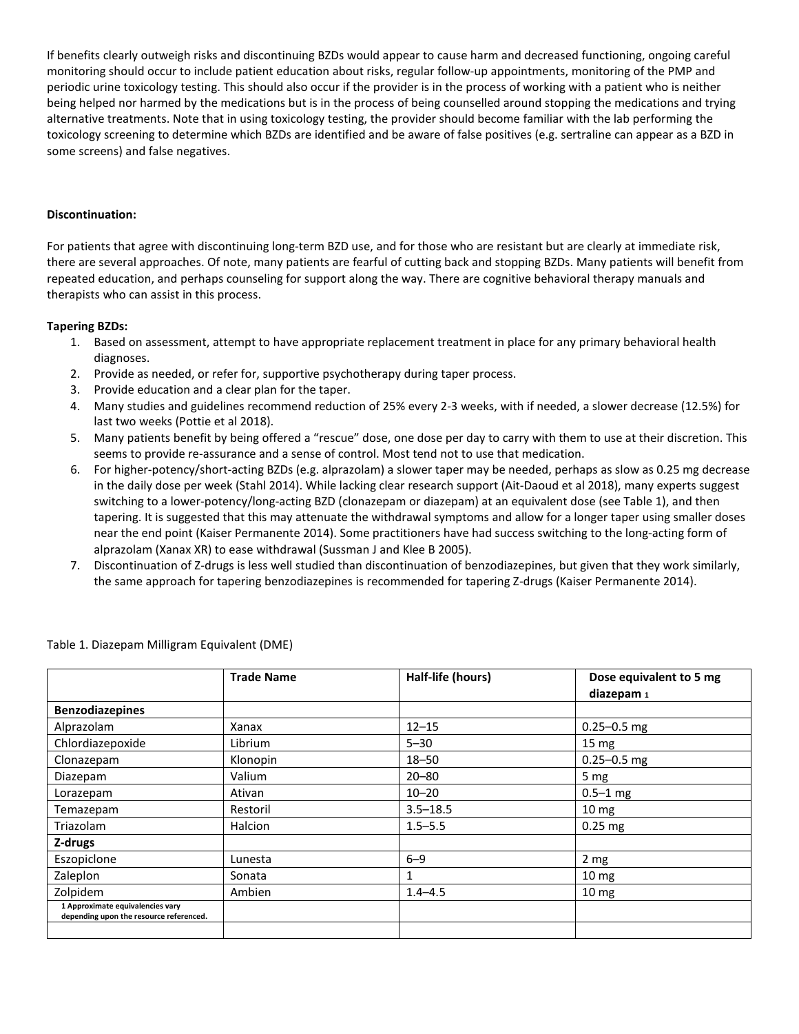If benefits clearly outweigh risks and discontinuing BZDs would appear to cause harm and decreased functioning, ongoing careful monitoring should occur to include patient education about risks, regular follow-up appointments, monitoring of the PMP and periodic urine toxicology testing. This should also occur if the provider is in the process of working with a patient who is neither being helped nor harmed by the medications but is in the process of being counselled around stopping the medications and trying alternative treatments. Note that in using toxicology testing, the provider should become familiar with the lab performing the toxicology screening to determine which BZDs are identified and be aware of false positives (e.g. sertraline can appear as a BZD in some screens) and false negatives.

**Discontinuation:**

For patients that agree with discontinuing long-term BZD use, and for those who are resistant but are clearly at immediate risk, there are several approaches. Of note, many patients are fearful of cutting back and stopping BZDs. Many patients will benefit from repeated education, and perhaps counseling for support along the way. There are cognitive behavioral therapy manuals and therapists who can assist in this process.

**Tapering BZDs:**

1. Based on assessment, attempt to have appropriate replacement treatment in place for any primary behavioral health diagnoses.
2. Provide as needed, or refer for, supportive psychotherapy during taper process.
3. Provide education and a clear plan for the taper.
4. Many studies and guidelines recommend reduction of 25% every 2-3 weeks, with if needed, a slower decrease (12.5%) for last two weeks (Pottie et al 2018).
5. Many patients benefit by being offered a "rescue" dose, one dose per day to carry with them to use at their discretion. This seems to provide re-assurance and a sense of control. Most tend not to use that medication.
6. For higher-potency/short-acting BZDs (e.g. alprazolam) a slower taper may be needed, perhaps as slow as 0.25 mg decrease in the daily dose per week (Stahl 2014). While lacking clear research support (Ait-Daoud et al 2018), many experts suggest switching to a lower-potency/long-acting BZD (clonazepam or diazepam) at an equivalent dose (see Table 1), and then tapering. It is suggested that this may attenuate the withdrawal symptoms and allow for a longer taper using smaller doses near the end point (Kaiser Permanente 2014). Some practitioners have had success switching to the long-acting form of alprazolam (Xanax XR) to ease withdrawal (Sussman J and Klee B 2005).
7. Discontinuation of Z-drugs is less well studied than discontinuation of benzodiazepines, but given that they work similarly, the same approach for tapering benzodiazepines is recommended for tapering Z-drugs (Kaiser Permanente 2014).

Table 1. Diazepam Milligram Equivalent (DME)

| | **Trade Name** | **Half-life (hours)** | **Dose equivalent to 5 mg diazepam** [1] |
|---|---|---|---|
| **Benzodiazepines** | | | |
| Alprazolam | Xanax | 12–15 | 0.25–0.5 mg |
| Chlordiazepoxide | Librium | 5–30 | 15 mg |
| Clonazepam | Klonopin | 18–50 | 0.25–0.5 mg |
| Diazepam | Valium | 20–80 | 5 mg |
| Lorazepam | Ativan | 10–20 | 0.5–1 mg |
| Temazepam | Restoril | 3.5–18.5 | 10 mg |
| Triazolam | Halcion | 1.5–5.5 | 0.25 mg |
| **Z-drugs** | | | |
| Eszopiclone | Lunesta | 6–9 | 2 mg |
| Zaleplon | Sonata | 1 | 10 mg |
| Zolpidem | Ambien | 1.4–4.5 | 10 mg |
| **1 Approximate equivalencies vary depending upon the resource referenced.** | | | |
| | | | |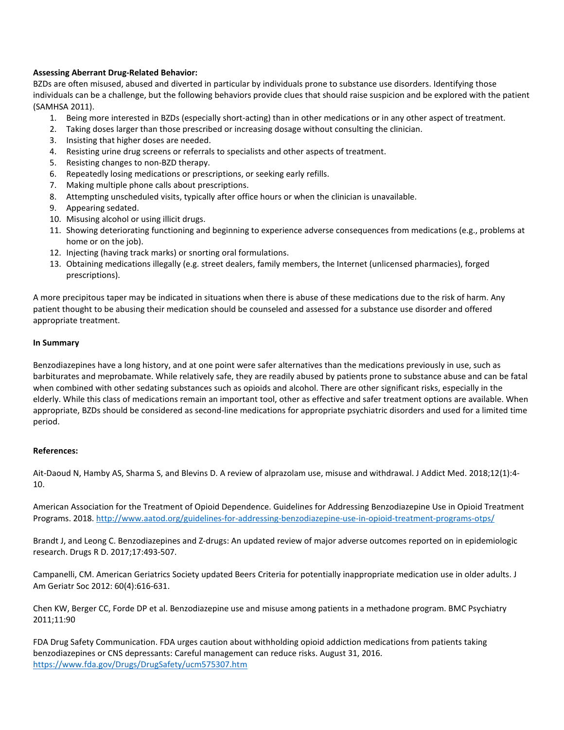**Assessing Aberrant Drug-Related Behavior:**

BZDs are often misused, abused and diverted in particular by individuals prone to substance use disorders. Identifying those individuals can be a challenge, but the following behaviors provide clues that should raise suspicion and be explored with the patient (SAMHSA 2011).

1. Being more interested in BZDs (especially short-acting) than in other medications or in any other aspect of treatment.
2. Taking doses larger than those prescribed or increasing dosage without consulting the clinician.
3. Insisting that higher doses are needed.
4. Resisting urine drug screens or referrals to specialists and other aspects of treatment.
5. Resisting changes to non-BZD therapy.
6. Repeatedly losing medications or prescriptions, or seeking early refills.
7. Making multiple phone calls about prescriptions.
8. Attempting unscheduled visits, typically after office hours or when the clinician is unavailable.
9. Appearing sedated.
10. Misusing alcohol or using illicit drugs.
11. Showing deteriorating functioning and beginning to experience adverse consequences from medications (e.g., problems at home or on the job).
12. Injecting (having track marks) or snorting oral formulations.
13. Obtaining medications illegally (e.g. street dealers, family members, the Internet (unlicensed pharmacies), forged prescriptions).

A more precipitous taper may be indicated in situations when there is abuse of these medications due to the risk of harm. Any patient thought to be abusing their medication should be counseled and assessed for a substance use disorder and offered appropriate treatment.

**In Summary**

Benzodiazepines have a long history, and at one point were safer alternatives than the medications previously in use, such as barbiturates and meprobamate. While relatively safe, they are readily abused by patients prone to substance abuse and can be fatal when combined with other sedating substances such as opioids and alcohol. There are other significant risks, especially in the elderly. While this class of medications remain an important tool, other as effective and safer treatment options are available. When appropriate, BZDs should be considered as second-line medications for appropriate psychiatric disorders and used for a limited time period.

**References:**

Ait-Daoud N, Hamby AS, Sharma S, and Blevins D. A review of alprazolam use, misuse and withdrawal. J Addict Med. 2018;12(1):4-10.

American Association for the Treatment of Opioid Dependence. Guidelines for Addressing Benzodiazepine Use in Opioid Treatment Programs. 2018. http://www.aatod.org/guidelines-for-addressing-benzodiazepine-use-in-opioid-treatment-programs-otps/

Brandt J, and Leong C. Benzodiazepines and Z-drugs: An updated review of major adverse outcomes reported on in epidemiologic research. Drugs R D. 2017;17:493-507.

Campanelli, CM. American Geriatrics Society updated Beers Criteria for potentially inappropriate medication use in older adults. J Am Geriatr Soc 2012: 60(4):616-631.

Chen KW, Berger CC, Forde DP et al. Benzodiazepine use and misuse among patients in a methadone program. BMC Psychiatry 2011;11:90

FDA Drug Safety Communication. FDA urges caution about withholding opioid addiction medications from patients taking benzodiazepines or CNS depressants: Careful management can reduce risks. August 31, 2016. https://www.fda.gov/Drugs/DrugSafety/ucm575307.htm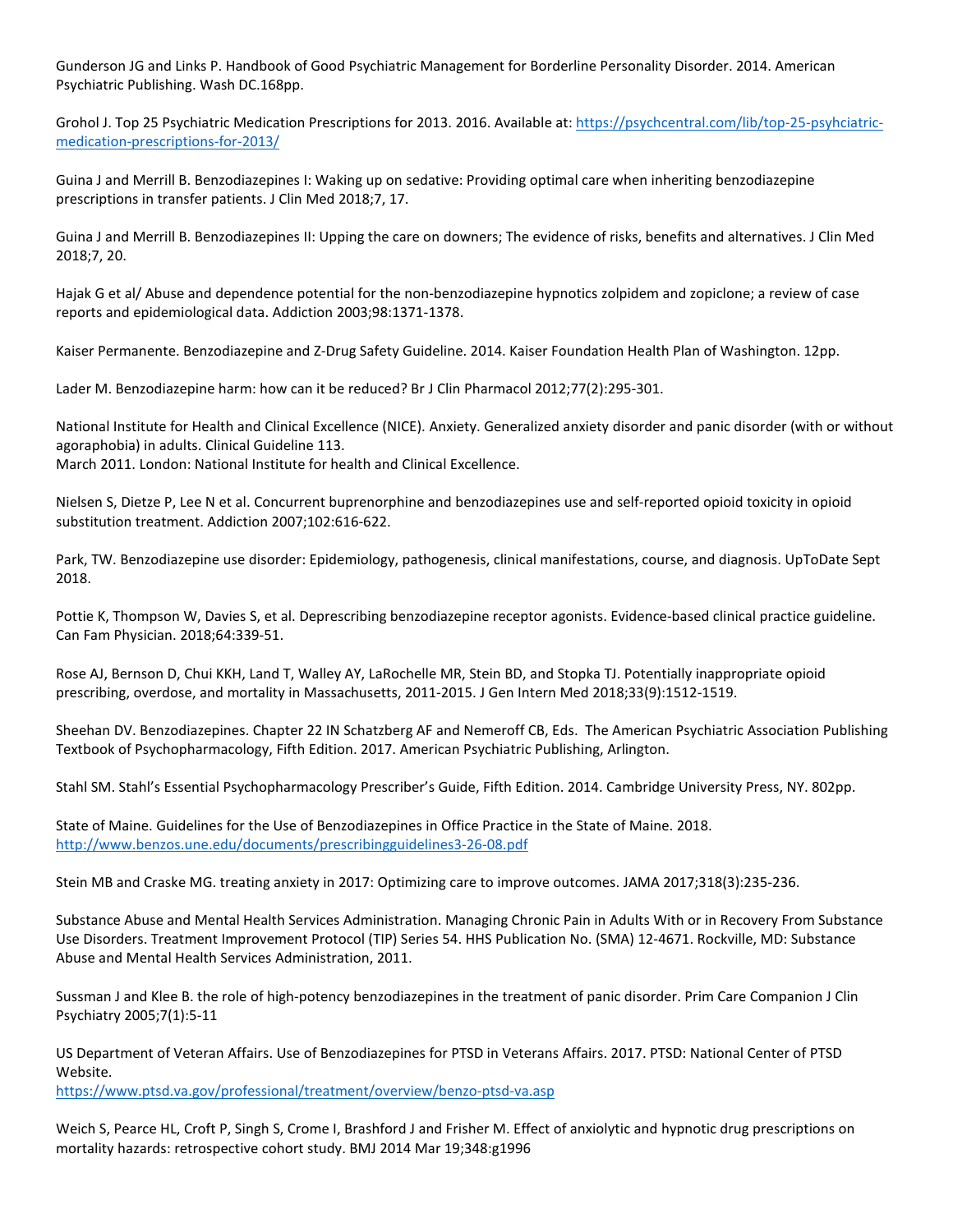Gunderson JG and Links P. Handbook of Good Psychiatric Management for Borderline Personality Disorder. 2014. American Psychiatric Publishing. Wash DC.168pp.

Grohol J. Top 25 Psychiatric Medication Prescriptions for 2013. 2016. Available at: https://psychcentral.com/lib/top-25-psyhciatric-medication-prescriptions-for-2013/

Guina J and Merrill B. Benzodiazepines I: Waking up on sedative: Providing optimal care when inheriting benzodiazepine prescriptions in transfer patients. J Clin Med 2018;7, 17.

Guina J and Merrill B. Benzodiazepines II: Upping the care on downers; The evidence of risks, benefits and alternatives. J Clin Med 2018;7, 20.

Hajak G et al/ Abuse and dependence potential for the non-benzodiazepine hypnotics zolpidem and zopiclone; a review of case reports and epidemiological data. Addiction 2003;98:1371-1378.

Kaiser Permanente. Benzodiazepine and Z-Drug Safety Guideline. 2014. Kaiser Foundation Health Plan of Washington. 12pp.

Lader M. Benzodiazepine harm: how can it be reduced? Br J Clin Pharmacol 2012;77(2):295-301.

National Institute for Health and Clinical Excellence (NICE). Anxiety. Generalized anxiety disorder and panic disorder (with or without agoraphobia) in adults. Clinical Guideline 113.
March 2011. London: National Institute for health and Clinical Excellence.

Nielsen S, Dietze P, Lee N et al. Concurrent buprenorphine and benzodiazepines use and self-reported opioid toxicity in opioid substitution treatment. Addiction 2007;102:616-622.

Park, TW. Benzodiazepine use disorder: Epidemiology, pathogenesis, clinical manifestations, course, and diagnosis. UpToDate Sept 2018.

Pottie K, Thompson W, Davies S, et al. Deprescribing benzodiazepine receptor agonists. Evidence-based clinical practice guideline. Can Fam Physician. 2018;64:339-51.

Rose AJ, Bernson D, Chui KKH, Land T, Walley AY, LaRochelle MR, Stein BD, and Stopka TJ. Potentially inappropriate opioid prescribing, overdose, and mortality in Massachusetts, 2011-2015. J Gen Intern Med 2018;33(9):1512-1519.

Sheehan DV. Benzodiazepines. Chapter 22 IN Schatzberg AF and Nemeroff CB, Eds. The American Psychiatric Association Publishing Textbook of Psychopharmacology, Fifth Edition. 2017. American Psychiatric Publishing, Arlington.

Stahl SM. Stahl's Essential Psychopharmacology Prescriber's Guide, Fifth Edition. 2014. Cambridge University Press, NY. 802pp.

State of Maine. Guidelines for the Use of Benzodiazepines in Office Practice in the State of Maine. 2018.
http://www.benzos.une.edu/documents/prescribingguidelines3-26-08.pdf

Stein MB and Craske MG. treating anxiety in 2017: Optimizing care to improve outcomes. JAMA 2017;318(3):235-236.

Substance Abuse and Mental Health Services Administration. Managing Chronic Pain in Adults With or in Recovery From Substance Use Disorders. Treatment Improvement Protocol (TIP) Series 54. HHS Publication No. (SMA) 12-4671. Rockville, MD: Substance Abuse and Mental Health Services Administration, 2011.

Sussman J and Klee B. the role of high-potency benzodiazepines in the treatment of panic disorder. Prim Care Companion J Clin Psychiatry 2005;7(1):5-11

US Department of Veteran Affairs. Use of Benzodiazepines for PTSD in Veterans Affairs. 2017. PTSD: National Center of PTSD Website.
https://www.ptsd.va.gov/professional/treatment/overview/benzo-ptsd-va.asp

Weich S, Pearce HL, Croft P, Singh S, Crome I, Brashford J and Frisher M. Effect of anxiolytic and hypnotic drug prescriptions on mortality hazards: retrospective cohort study. BMJ 2014 Mar 19;348:g1996